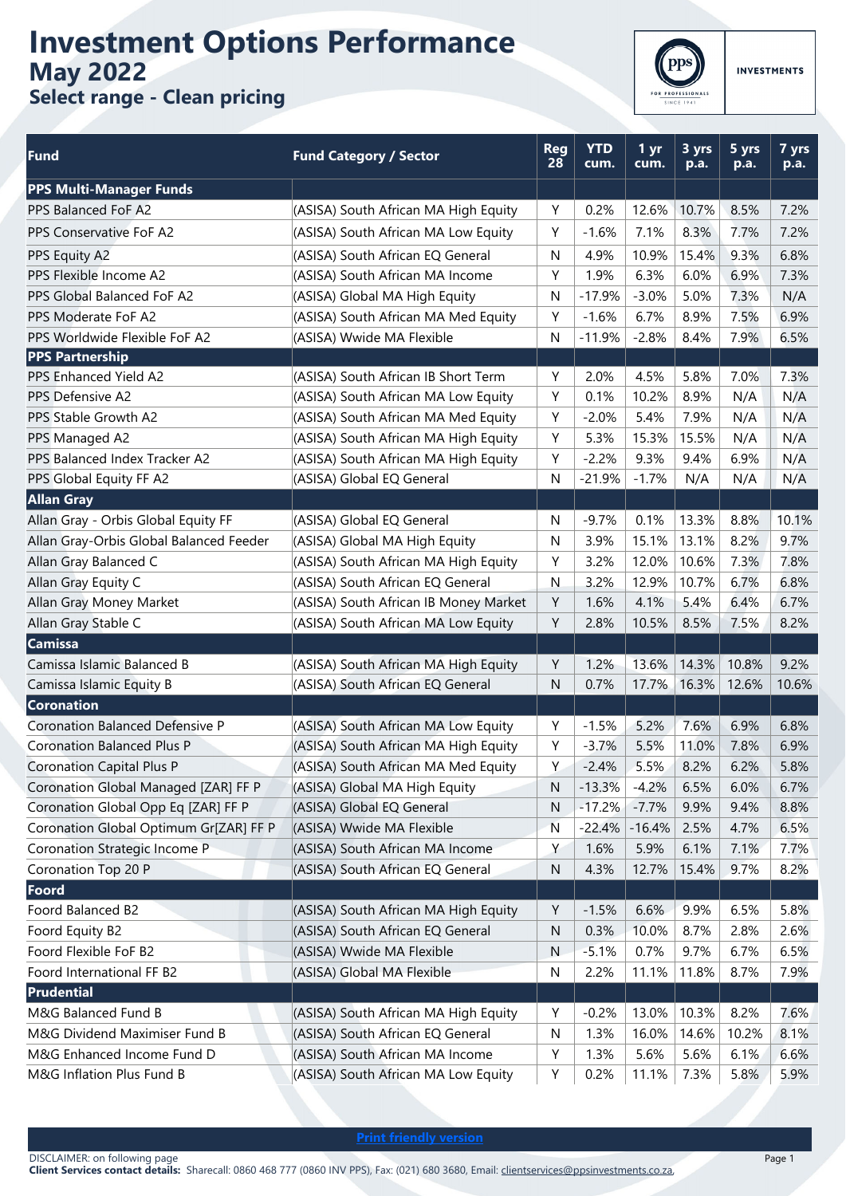# Investment Options Performance

## May 2022

### Select range - Clean pricing

PPS FOR PROFESSIONALS SINCE 1941 INVESTMENTS

| Fund | Fund Category / Sector | Reg 28 | YTD cum. | 1 yr cum. | 3 yrs p.a. | 5 yrs p.a. | 7 yrs p.a. |
|---|---|---|---|---|---|---|---|
| **PPS Multi-Manager Funds** | | | | | | | |
| PPS Balanced FoF A2 | (ASISA) South African MA High Equity | Y | 0.2% | 12.6% | 10.7% | 8.5% | 7.2% |
| PPS Conservative FoF A2 | (ASISA) South African MA Low Equity | Y | -1.6% | 7.1% | 8.3% | 7.7% | 7.2% |
| PPS Equity A2 | (ASISA) South African EQ General | N | 4.9% | 10.9% | 15.4% | 9.3% | 6.8% |
| PPS Flexible Income A2 | (ASISA) South African MA Income | Y | 1.9% | 6.3% | 6.0% | 6.9% | 7.3% |
| PPS Global Balanced FoF A2 | (ASISA) Global MA High Equity | N | -17.9% | -3.0% | 5.0% | 7.3% | N/A |
| PPS Moderate FoF A2 | (ASISA) South African MA Med Equity | Y | -1.6% | 6.7% | 8.9% | 7.5% | 6.9% |
| PPS Worldwide Flexible FoF A2 | (ASISA) Wwide MA Flexible | N | -11.9% | -2.8% | 8.4% | 7.9% | 6.5% |
| **PPS Partnership** | | | | | | | |
| PPS Enhanced Yield A2 | (ASISA) South African IB Short Term | Y | 2.0% | 4.5% | 5.8% | 7.0% | 7.3% |
| PPS Defensive A2 | (ASISA) South African MA Low Equity | Y | 0.1% | 10.2% | 8.9% | N/A | N/A |
| PPS Stable Growth A2 | (ASISA) South African MA Med Equity | Y | -2.0% | 5.4% | 7.9% | N/A | N/A |
| PPS Managed A2 | (ASISA) South African MA High Equity | Y | 5.3% | 15.3% | 15.5% | N/A | N/A |
| PPS Balanced Index Tracker A2 | (ASISA) South African MA High Equity | Y | -2.2% | 9.3% | 9.4% | 6.9% | N/A |
| PPS Global Equity FF A2 | (ASISA) Global EQ General | N | -21.9% | -1.7% | N/A | N/A | N/A |
| **Allan Gray** | | | | | | | |
| Allan Gray - Orbis Global Equity FF | (ASISA) Global EQ General | N | -9.7% | 0.1% | 13.3% | 8.8% | 10.1% |
| Allan Gray-Orbis Global Balanced Feeder | (ASISA) Global MA High Equity | N | 3.9% | 15.1% | 13.1% | 8.2% | 9.7% |
| Allan Gray Balanced C | (ASISA) South African MA High Equity | Y | 3.2% | 12.0% | 10.6% | 7.3% | 7.8% |
| Allan Gray Equity C | (ASISA) South African EQ General | N | 3.2% | 12.9% | 10.7% | 6.7% | 6.8% |
| Allan Gray Money Market | (ASISA) South African IB Money Market | Y | 1.6% | 4.1% | 5.4% | 6.4% | 6.7% |
| Allan Gray Stable C | (ASISA) South African MA Low Equity | Y | 2.8% | 10.5% | 8.5% | 7.5% | 8.2% |
| **Camissa** | | | | | | | |
| Camissa Islamic Balanced B | (ASISA) South African MA High Equity | Y | 1.2% | 13.6% | 14.3% | 10.8% | 9.2% |
| Camissa Islamic Equity B | (ASISA) South African EQ General | N | 0.7% | 17.7% | 16.3% | 12.6% | 10.6% |
| **Coronation** | | | | | | | |
| Coronation Balanced Defensive P | (ASISA) South African MA Low Equity | Y | -1.5% | 5.2% | 7.6% | 6.9% | 6.8% |
| Coronation Balanced Plus P | (ASISA) South African MA High Equity | Y | -3.7% | 5.5% | 11.0% | 7.8% | 6.9% |
| Coronation Capital Plus P | (ASISA) South African MA Med Equity | Y | -2.4% | 5.5% | 8.2% | 6.2% | 5.8% |
| Coronation Global Managed [ZAR] FF P | (ASISA) Global MA High Equity | N | -13.3% | -4.2% | 6.5% | 6.0% | 6.7% |
| Coronation Global Opp Eq [ZAR] FF P | (ASISA) Global EQ General | N | -17.2% | -7.7% | 9.9% | 9.4% | 8.8% |
| Coronation Global Optimum Gr[ZAR] FF P | (ASISA) Wwide MA Flexible | N | -22.4% | -16.4% | 2.5% | 4.7% | 6.5% |
| Coronation Strategic Income P | (ASISA) South African MA Income | Y | 1.6% | 5.9% | 6.1% | 7.1% | 7.7% |
| Coronation Top 20 P | (ASISA) South African EQ General | N | 4.3% | 12.7% | 15.4% | 9.7% | 8.2% |
| **Foord** | | | | | | | |
| Foord Balanced B2 | (ASISA) South African MA High Equity | Y | -1.5% | 6.6% | 9.9% | 6.5% | 5.8% |
| Foord Equity B2 | (ASISA) South African EQ General | N | 0.3% | 10.0% | 8.7% | 2.8% | 2.6% |
| Foord Flexible FoF B2 | (ASISA) Wwide MA Flexible | N | -5.1% | 0.7% | 9.7% | 6.7% | 6.5% |
| Foord International FF B2 | (ASISA) Global MA Flexible | N | 2.2% | 11.1% | 11.8% | 8.7% | 7.9% |
| **Prudential** | | | | | | | |
| M&G Balanced Fund B | (ASISA) South African MA High Equity | Y | -0.2% | 13.0% | 10.3% | 8.2% | 7.6% |
| M&G Dividend Maximiser Fund B | (ASISA) South African EQ General | N | 1.3% | 16.0% | 14.6% | 10.2% | 8.1% |
| M&G Enhanced Income Fund D | (ASISA) South African MA Income | Y | 1.3% | 5.6% | 5.6% | 6.1% | 6.6% |
| M&G Inflation Plus Fund B | (ASISA) South African MA Low Equity | Y | 0.2% | 11.1% | 7.3% | 5.8% | 5.9% |

**Print friendly version**

DISCLAIMER: on following page

**Client Services contact details:** Sharecall: 0860 468 777 (0860 INV PPS), Fax: (021) 680 3680, Email: clientservices@ppsinvestments.co.za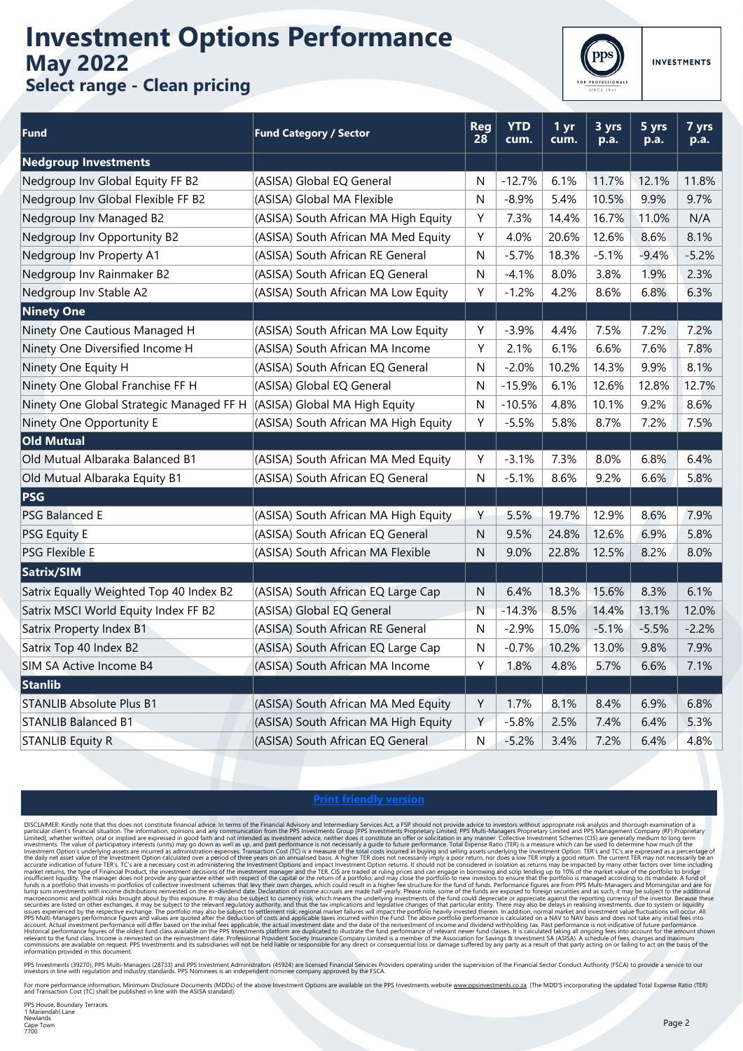# Investment Options Performance
## May 2022
### Select range - Clean pricing

INVESTMENTS

| Fund | Fund Category / Sector | Reg 28 | YTD cum. | 1 yr cum. | 3 yrs p.a. | 5 yrs p.a. | 7 yrs p.a. |
|---|---|---|---|---|---|---|---|
| **Nedgroup Investments** | | | | | | | |
| Nedgroup Inv Global Equity FF B2 | (ASISA) Global EQ General | N | -12.7% | 6.1% | 11.7% | 12.1% | 11.8% |
| Nedgroup Inv Global Flexible FF B2 | (ASISA) Global MA Flexible | N | -8.9% | 5.4% | 10.5% | 9.9% | 9.7% |
| Nedgroup Inv Managed B2 | (ASISA) South African MA High Equity | Y | 7.3% | 14.4% | 16.7% | 11.0% | N/A |
| Nedgroup Inv Opportunity B2 | (ASISA) South African MA Med Equity | Y | 4.0% | 20.6% | 12.6% | 8.6% | 8.1% |
| Nedgroup Inv Property A1 | (ASISA) South African RE General | N | -5.7% | 18.3% | -5.1% | -9.4% | -5.2% |
| Nedgroup Inv Rainmaker B2 | (ASISA) South African EQ General | N | -4.1% | 8.0% | 3.8% | 1.9% | 2.3% |
| Nedgroup Inv Stable A2 | (ASISA) South African MA Low Equity | Y | -1.2% | 4.2% | 8.6% | 6.8% | 6.3% |
| **Ninety One** | | | | | | | |
| Ninety One Cautious Managed H | (ASISA) South African MA Low Equity | Y | -3.9% | 4.4% | 7.5% | 7.2% | 7.2% |
| Ninety One Diversified Income H | (ASISA) South African MA Income | Y | 2.1% | 6.1% | 6.6% | 7.6% | 7.8% |
| Ninety One Equity H | (ASISA) South African EQ General | N | -2.0% | 10.2% | 14.3% | 9.9% | 8.1% |
| Ninety One Global Franchise FF H | (ASISA) Global EQ General | N | -15.9% | 6.1% | 12.6% | 12.8% | 12.7% |
| Ninety One Global Strategic Managed FF H | (ASISA) Global MA High Equity | N | -10.5% | 4.8% | 10.1% | 9.2% | 8.6% |
| Ninety One Opportunity E | (ASISA) South African MA High Equity | Y | -5.5% | 5.8% | 8.7% | 7.2% | 7.5% |
| **Old Mutual** | | | | | | | |
| Old Mutual Albaraka Balanced B1 | (ASISA) South African MA Med Equity | Y | -3.1% | 7.3% | 8.0% | 6.8% | 6.4% |
| Old Mutual Albaraka Equity B1 | (ASISA) South African EQ General | N | -5.1% | 8.6% | 9.2% | 6.6% | 5.8% |
| **PSG** | | | | | | | |
| PSG Balanced E | (ASISA) South African MA High Equity | Y | 5.5% | 19.7% | 12.9% | 8.6% | 7.9% |
| PSG Equity E | (ASISA) South African EQ General | N | 9.5% | 24.8% | 12.6% | 6.9% | 5.8% |
| PSG Flexible E | (ASISA) South African MA Flexible | N | 9.0% | 22.8% | 12.5% | 8.2% | 8.0% |
| **Satrix/SIM** | | | | | | | |
| Satrix Equally Weighted Top 40 Index B2 | (ASISA) South African EQ Large Cap | N | 6.4% | 18.3% | 15.6% | 8.3% | 6.1% |
| Satrix MSCI World Equity Index FF B2 | (ASISA) Global EQ General | N | -14.3% | 8.5% | 14.4% | 13.1% | 12.0% |
| Satrix Property Index B1 | (ASISA) South African RE General | N | -2.9% | 15.0% | -5.1% | -5.5% | -2.2% |
| Satrix Top 40 Index B2 | (ASISA) South African EQ Large Cap | N | -0.7% | 10.2% | 13.0% | 9.8% | 7.9% |
| SIM SA Active Income B4 | (ASISA) South African MA Income | Y | 1.8% | 4.8% | 5.7% | 6.6% | 7.1% |
| **Stanlib** | | | | | | | |
| STANLIB Absolute Plus B1 | (ASISA) South African MA Med Equity | Y | 1.7% | 8.1% | 8.4% | 6.9% | 6.8% |
| STANLIB Balanced B1 | (ASISA) South African MA High Equity | Y | -5.8% | 2.5% | 7.4% | 6.4% | 5.3% |
| STANLIB Equity R | (ASISA) South African EQ General | N | -5.2% | 3.4% | 7.2% | 6.4% | 4.8% |

Print friendly version

DISCLAIMER: Kindly note that this does not constitute financial advice. In terms of the Financial Advisory and Intermediary Services Act, a FSP should not provide advice to investors without appropriate risk analysis and thorough examination of a particular client's financial situation. The information, opinions and any communication from the PPS Investments Group [PPS Investments Proprietary Limited, PPS Multi-Managers Proprietary Limited and PPS Management Company (RF) Proprietary Limited], whether written, oral or implied are expressed in good faith and not intended as investment advice, neither does it constitute an offer or solicitation in any manner. Collective Investment Schemes (CIS) are generally medium to long term investments. The value of participatory interests (units) may go down as well as up, and past performance is not necessarily a guide to future performance. Total Expense Ratio (TER) is a measure which can be used to determine how much of the Investment Option's underlying assets are incurred as administration expenses. Transaction Cost (TC) is a measure of the total costs incurred in buying and selling assets underlying the Investment Option. TER's and TC's are expressed as a percentage of the daily net asset value of the Investment Option calculated over a period of three years on an annualised basis. A higher TER does not necessarily imply a poor return, nor does a low TER imply a good return. The current TER may not necessarily be an accurate indication of future TER's. TC's are a necessary cost in administering the Investment Options and impact Investment Option returns. It should not be considered in isolation as returns may be impacted by many other factors over time including market returns, the type of Financial Product, the investment decisions of the investment manager and the TER. CIS are traded at ruling prices and can engage in borrowing and scrip lending up to 10% of the market value of the portfolio to bridge insufficient liquidity. The manager does not provide any guarantee either with respect of the capital or the return of a portfolio; and may close the portfolio to new investors to ensure that the portfolio is managed according to its mandate. A fund of funds is a portfolio that invests in portfolios of collective investment schemes that levy their own charges, which could result in a higher fee structure for the fund of funds. Performance figures are from PPS Multi-Managers and Morningstar and are for lump sum investments with income distributions reinvested on the ex-dividend date. Declaration of income accruals are made half-yearly. Please note, some of the funds are exposed to foreign securities and as such, it may be subject to the additional macroeconomic and political risks brought about by this exposure. It may also be subject to currency risk, which means the underlying investments of the fund could depreciate or appreciate against the reporting currency of the investor. Because these securities are listed on other exchanges, it may be subject to the relevant regulatory authority, and thus the tax implications and legislative changes of that particular entity. There may also be delays in realising investments, due to system or liquidity issues experienced by the respective exchange. The portfolio may also be subject to settlement risk; regional market failures will impact the portfolio heavily invested therein. In addition, normal market and investment value fluctuations will occur. All PPS Multi-Managers performance figures and values are quoted after the deduction of costs and applicable taxes incurred within the Fund. The above portfolio performance is calculated on a NAV to NAV basis and does not take any initial fees into account. Actual investment performance will differ based on the initial fees applicable, the actual investment date and the date of the reinvestment of income and dividend withholding tax. Past performance is not indicative of future performance. Historical performance figures of the oldest fund class available on the PPS Investments platform are duplicated to illustrate the fund performance of relevant newer fund classes. It is calculated taking all ongoing fees into account for the amount shown relevant to the fund class. Income is reinvested on the reinvestment date. Professional Provident Society Insurance Company Limited is a member of the Association for Savings & Investment SA (ASISA). A schedule of fees, charges and maximum commissions are available on request. PPS Investments and its subsidiaries will not be held liable or responsible for any direct or consequential loss or damage suffered by any party as a result of that party acting on or failing to act on the basis of the information provided in this document.

PPS Investments (39270), PPS Multi-Managers (28733) and PPS Investment Administrators (45924) are licensed Financial Services Providers operating under the supervision of the Financial Sector Conduct Authority (FSCA) to provide a service to our investors in line with regulation and industry standards. PPS Nominees is an independent nominee company approved by the FSCA.

For more performance information, Minimum Disclosure Documents (MDDs) of the above Investment Options are available on the PPS Investments website www.ppsinvestments.co.za. (The MDD'S incorporating the updated Total Expense Ratio (TER) and Transaction Cost (TC) shall be published in line with the ASISA standard).

PPS House, Boundary Terraces
1 Mariendahl Lane
Newlands
Cape Town
7700